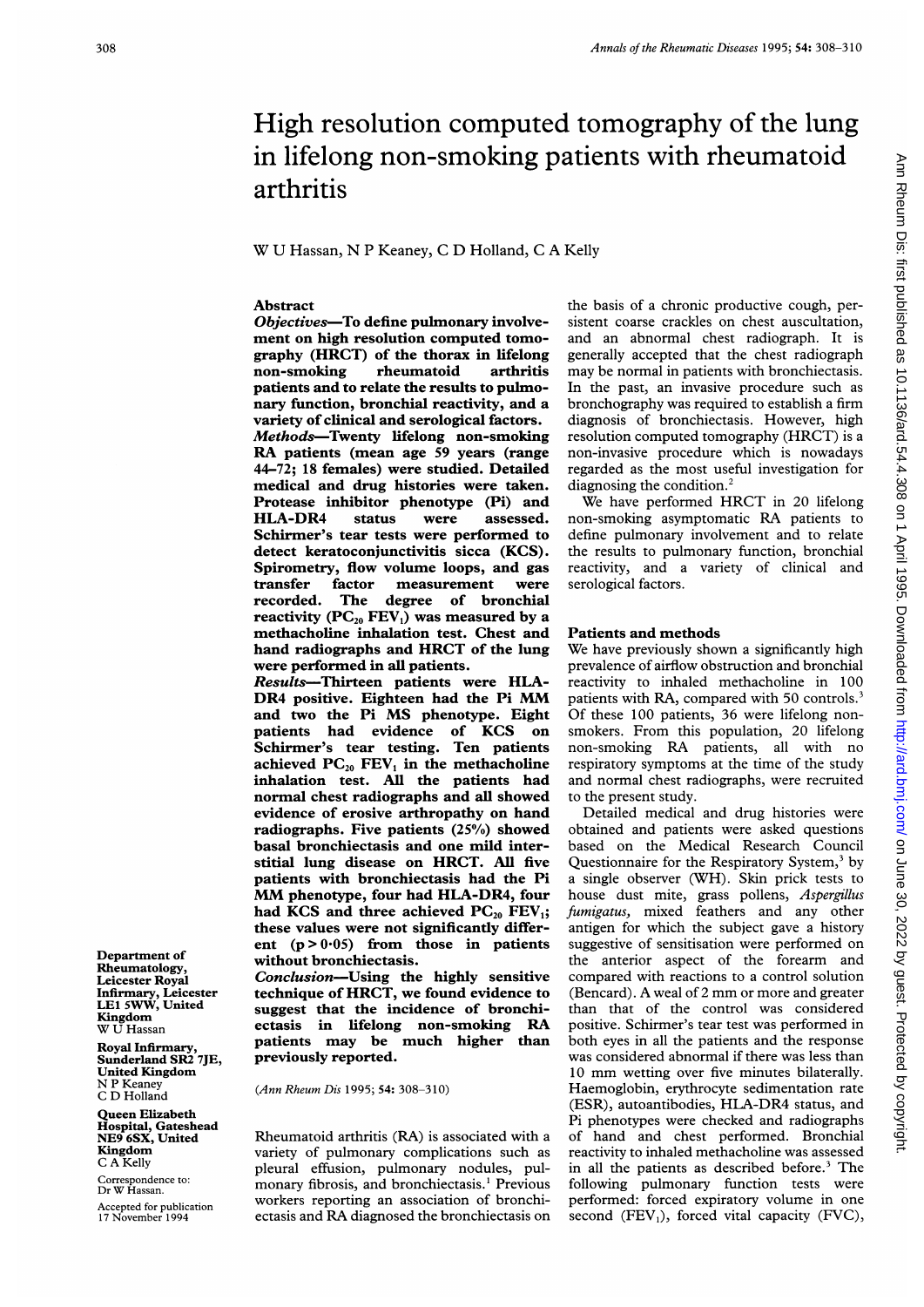# High resolution computed tomography of the lung in lifelong non-smoking patients with rheumatoid arthritis

W U Hassan, N P Keaney, C D Holland, C A Kelly

## Abstract

**Objectives—To define pulmonary involvement on high resolution computed tomography (HRCT) of the thorax in lifelong non-smoking rheumatoid arthritis patients and to relate the results to pulmonary function, bronchial reactivity, and a variety of clinical and serological factors.**

**Methods—Twenty lifelong non-smoking RA patients (mean age 59 years (range 44–72; 18 females) were studied. Detailed medical and drug histories were taken. Protease inhibitor phenotype (Pi) and HLA-DR4 status were assessed. Schirmer's tear tests were performed to detect keratoconjunctivitis sicca (KCS). Spirometry, flow volume loops, and gas transfer factor measurement were recorded. The degree of bronchial reactivity ($PC_{20}$ $FEV_1$) was measured by a methacholine inhalation test. Chest and hand radiographs and HRCT of the lung were performed in all patients.**

**Results—Thirteen patients were HLA-DR4 positive. Eighteen had the Pi MM and two the Pi MS phenotype. Eight patients had evidence of KCS on Schirmer's tear testing. Ten patients achieved $PC_{20}$ $FEV_1$ in the methacholine inhalation test. All the patients had normal chest radiographs and all showed evidence of erosive arthropathy on hand radiographs. Five patients (25%) showed basal bronchiectasis and one mild interstitial lung disease on HRCT. All five patients with bronchiectasis had the Pi MM phenotype, four had HLA-DR4, four had KCS and three achieved $PC_{20}$ $FEV_1$; these values were not significantly different ($p > 0.05$) from those in patients without bronchiectasis.**

**Conclusion—Using the highly sensitive technique of HRCT, we found evidence to suggest that the incidence of bronchiectasis in lifelong non-smoking RA patients may be much higher than previously reported.**

(*Ann Rheum Dis* 1995; **54**: 308–310)

Department of Rheumatology, Leicester Royal Infirmary, Leicester LE1 5WW, United Kingdom
W U Hassan

Royal Infirmary, Sunderland SR2 7JE, United Kingdom
N P Keaney
C D Holland

Queen Elizabeth Hospital, Gateshead NE9 6SX, United Kingdom
C A Kelly

Correspondence to: Dr W Hassan.

Accepted for publication 17 November 1994

Rheumatoid arthritis (RA) is associated with a variety of pulmonary complications such as pleural effusion, pulmonary nodules, pulmonary fibrosis, and bronchiectasis.[1] Previous workers reporting an association of bronchiectasis and RA diagnosed the bronchiectasis on the basis of a chronic productive cough, persistent coarse crackles on chest auscultation, and an abnormal chest radiograph. It is generally accepted that the chest radiograph may be normal in patients with bronchiectasis. In the past, an invasive procedure such as bronchography was required to establish a firm diagnosis of bronchiectasis. However, high resolution computed tomography (HRCT) is a non-invasive procedure which is nowadays regarded as the most useful investigation for diagnosing the condition.[2]

We have performed HRCT in 20 lifelong non-smoking asymptomatic RA patients to define pulmonary involvement and to relate the results to pulmonary function, bronchial reactivity, and a variety of clinical and serological factors.

## Patients and methods

We have previously shown a significantly high prevalence of airflow obstruction and bronchial reactivity to inhaled methacholine in 100 patients with RA, compared with 50 controls.[3] Of these 100 patients, 36 were lifelong non-smokers. From this population, 20 lifelong non-smoking RA patients, all with no respiratory symptoms at the time of the study and normal chest radiographs, were recruited to the present study.

Detailed medical and drug histories were obtained and patients were asked questions based on the Medical Research Council Questionnaire for the Respiratory System,[3] by a single observer (WH). Skin prick tests to house dust mite, grass pollens, *Aspergillus fumigatus*, mixed feathers and any other antigen for which the subject gave a history suggestive of sensitisation were performed on the anterior aspect of the forearm and compared with reactions to a control solution (Bencard). A weal of 2 mm or more and greater than that of the control was considered positive. Schirmer's tear test was performed in both eyes in all the patients and the response was considered abnormal if there was less than 10 mm wetting over five minutes bilaterally. Haemoglobin, erythrocyte sedimentation rate (ESR), autoantibodies, HLA-DR4 status, and Pi phenotypes were checked and radiographs of hand and chest performed. Bronchial reactivity to inhaled methacholine was assessed in all the patients as described before.[3] The following pulmonary function tests were performed: forced expiratory volume in one second ($FEV_1$), forced vital capacity (FVC),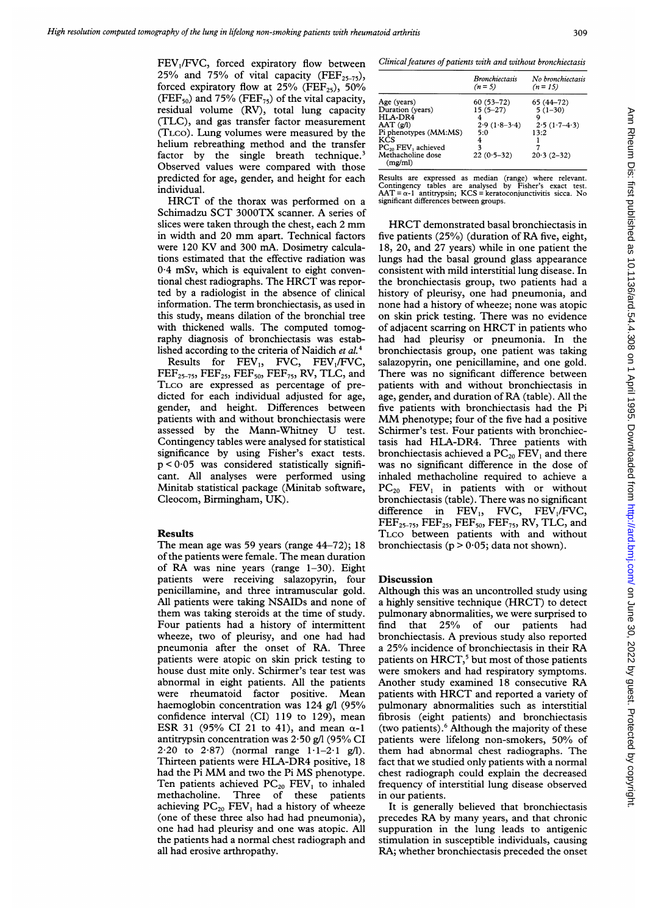FEV$_1$/FVC, forced expiratory flow between 25% and 75% of vital capacity (FEF$_{25-75}$), forced expiratory flow at 25% (FEF$_{25}$), 50% (FEF$_{50}$) and 75% (FEF$_{75}$) of the vital capacity, residual volume (RV), total lung capacity (TLC), and gas transfer factor measurement (TLCO). Lung volumes were measured by the helium rebreathing method and the transfer factor by the single breath technique.[3] Observed values were compared with those predicted for age, gender, and height for each individual.

HRCT of the thorax was performed on a Schimadzu SCT 3000TX scanner. A series of slices were taken through the chest, each 2 mm in width and 20 mm apart. Technical factors were 120 KV and 300 mA. Dosimetry calculations estimated that the effective radiation was 0·4 mSv, which is equivalent to eight conventional chest radiographs. The HRCT was reported by a radiologist in the absence of clinical information. The term bronchiectasis, as used in this study, means dilation of the bronchial tree with thickened walls. The computed tomography diagnosis of bronchiectasis was established according to the criteria of Naidich *et al.*[4]

Results for FEV$_1$, FVC, FEV$_1$/FVC, FEF$_{25-75}$, FEF$_{25}$, FEF$_{50}$, FEF$_{75}$, RV, TLC, and TLCO are expressed as percentage of predicted for each individual adjusted for age, gender, and height. Differences between patients with and without bronchiectasis were assessed by the Mann-Whitney U test. Contingency tables were analysed for statistical significance by using Fisher's exact tests. $p<0·05$ was considered statistically significant. All analyses were performed using Minitab statistical package (Minitab software, Cleocom, Birmingham, UK).

## Results

The mean age was 59 years (range 44–72); 18 of the patients were female. The mean duration of RA was nine years (range 1–30). Eight patients were receiving salazopyrin, four penicillamine, and three intramuscular gold. All patients were taking NSAIDs and none of them was taking steroids at the time of study. Four patients had a history of intermittent wheeze, two of pleurisy, and one had had pneumonia after the onset of RA. Three patients were atopic on skin prick testing to house dust mite only. Schirmer's tear test was abnormal in eight patients. All the patients were rheumatoid factor positive. Mean haemoglobin concentration was 124 g/l (95% confidence interval (CI) 119 to 129), mean ESR 31 (95% CI 21 to 41), and mean α-1 antitrypsin concentration was 2·50 g/l (95% CI 2·20 to 2·87) (normal range 1·1–2·1 g/l). Thirteen patients were HLA-DR4 positive, 18 had the Pi MM and two the Pi MS phenotype. Ten patients achieved PC$_{20}$ FEV$_1$ to inhaled methacholine. Three of these patients achieving PC$_{20}$ FEV$_1$ had a history of wheeze (one of these three also had had pneumonia), one had had pleurisy and one was atopic. All the patients had a normal chest radiograph and all had erosive arthropathy.

*Clinical features of patients with and without bronchiectasis*

| | *Bronchiectasis (n = 5)* | *No bronchiectasis (n = 15)* |
|---|---|---|
| Age (years) | 60 (53–72) | 65 (44–72) |
| Duration (years) | 15 (5–27) | 5 (1–30) |
| HLA-DR4 | 4 | 9 |
| AAT (g/l) | 2·9 (1·8–3·4) | 2·5 (1·7–4·3) |
| Pi phenotypes (MM:MS) | 5:0 | 13:2 |
| KCS | 4 | 1 |
| PC$_{20}$ FEV$_1$ achieved | 3 | 7 |
| Methacholine dose (mg/ml) | 22 (0·5–32) | 20·3 (2–32) |

Results are expressed as median (range) where relevant. Contingency tables are analysed by Fisher's exact test. AAT = α-1 antitrypsin; KCS = keratoconjunctivitis sicca. No significant differences between groups.

HRCT demonstrated basal bronchiectasis in five patients (25%) (duration of RA five, eight, 18, 20, and 27 years) while in one patient the lungs had the basal ground glass appearance consistent with mild interstitial lung disease. In the bronchiectasis group, two patients had a history of pleurisy, one had pneumonia, and none had a history of wheeze; none was atopic on skin prick testing. There was no evidence of adjacent scarring on HRCT in patients who had had pleurisy or pneumonia. In the bronchiectasis group, one patient was taking salazopyrin, one penicillamine, and one gold. There was no significant difference between patients with and without bronchiectasis in age, gender, and duration of RA (table). All the five patients with bronchiectasis had the Pi MM phenotype; four of the five had a positive Schirmer's test. Four patients with bronchiectasis had HLA-DR4. Three patients with bronchiectasis achieved a PC$_{20}$ FEV$_1$ and there was no significant difference in the dose of inhaled methacholine required to achieve a PC$_{20}$ FEV$_1$ in patients with or without bronchiectasis (table). There was no significant difference in FEV$_1$, FVC, FEV$_1$/FVC, FEF$_{25-75}$, FEF$_{25}$, FEF$_{50}$, FEF$_{75}$, RV, TLC, and TLCO between patients with and without bronchiectasis ($p>0·05$; data not shown).

## Discussion

Although this was an uncontrolled study using a highly sensitive technique (HRCT) to detect pulmonary abnormalities, we were surprised to find that 25% of our patients had bronchiectasis. A previous study also reported a 25% incidence of bronchiectasis in their RA patients on HRCT,[5] but most of those patients were smokers and had respiratory symptoms. Another study examined 18 consecutive RA patients with HRCT and reported a variety of pulmonary abnormalities such as interstitial fibrosis (eight patients) and bronchiectasis (two patients).[6] Although the majority of these patients were lifelong non-smokers, 50% of them had abnormal chest radiographs. The fact that we studied only patients with a normal chest radiograph could explain the decreased frequency of interstitial lung disease observed in our patients.

It is generally believed that bronchiectasis precedes RA by many years, and that chronic suppuration in the lung leads to antigenic stimulation in susceptible individuals, causing RA; whether bronchiectasis preceded the onset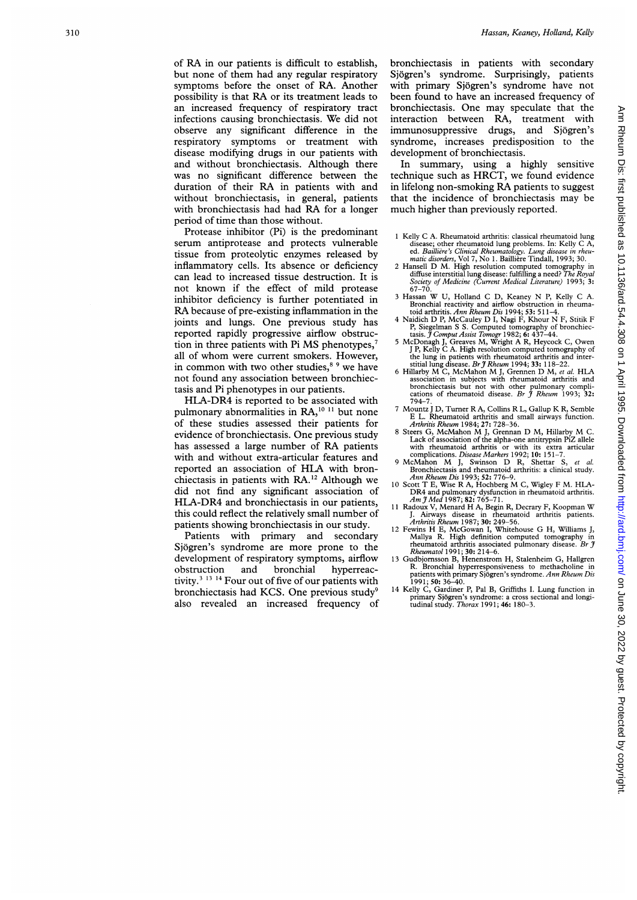of RA in our patients is difficult to establish, but none of them had any regular respiratory symptoms before the onset of RA. Another possibility is that RA or its treatment leads to an increased frequency of respiratory tract infections causing bronchiectasis. We did not observe any significant difference in the respiratory symptoms or treatment with disease modifying drugs in our patients with and without bronchiectasis. Although there was no significant difference between the duration of their RA in patients with and without bronchiectasis, in general, patients with bronchiectasis had had RA for a longer period of time than those without.

Protease inhibitor (Pi) is the predominant serum antiprotease and protects vulnerable tissue from proteolytic enzymes released by inflammatory cells. Its absence or deficiency can lead to increased tissue destruction. It is not known if the effect of mild protease inhibitor deficiency is further potentiated in RA because of pre-existing inflammation in the joints and lungs. One previous study has reported rapidly progressive airflow obstruction in three patients with Pi MS phenotypes,[7] all of whom were current smokers. However, in common with two other studies,[8 9] we have not found any association between bronchiectasis and Pi phenotypes in our patients.

HLA-DR4 is reported to be associated with pulmonary abnormalities in RA,[10 11] but none of these studies assessed their patients for evidence of bronchiectasis. One previous study has assessed a large number of RA patients with and without extra-articular features and reported an association of HLA with bronchiectasis in patients with RA.[12] Although we did not find any significant association of HLA-DR4 and bronchiectasis in our patients, this could reflect the relatively small number of patients showing bronchiectasis in our study.

Patients with primary and secondary Sjögren's syndrome are more prone to the development of respiratory symptoms, airflow obstruction and bronchial hyperreactivity.[3 13 14] Four out of five of our patients with bronchiectasis had KCS. One previous study[9] also revealed an increased frequency of bronchiectasis in patients with secondary Sjögren's syndrome. Surprisingly, patients with primary Sjögren's syndrome have not been found to have an increased frequency of bronchiectasis. One may speculate that the interaction between RA, treatment with immunosuppressive drugs, and Sjögren's syndrome, increases predisposition to the development of bronchiectasis.

In summary, using a highly sensitive technique such as HRCT, we found evidence in lifelong non-smoking RA patients to suggest that the incidence of bronchiectasis may be much higher than previously reported.

1 Kelly C A. Rheumatoid arthritis: classical rheumatoid lung disease; other rheumatoid lung problems. In: Kelly C A, ed. *Baillière's Clinical Rheumatology. Lung disease in rheumatic disorders*, Vol 7, No 1. Baillière Tindall, 1993; 30.

2 Hansell D M. High resolution computed tomography in diffuse interstitial lung disease: fulfilling a need? *The Royal Society of Medicine (Current Medical Literature)* 1993; **3:** 67–70.

3 Hassan W U, Holland C D, Keaney N P, Kelly C A. Bronchial reactivity and airflow obstruction in rheumatoid arthritis. *Ann Rheum Dis* 1994; **53:** 511–4.

4 Naidich D P, McCauley D I, Nagi F, Khour N F, Stitik F P, Siegelman S S. Computed tomography of bronchiectasis. *J Comput Assist Tomogr* 1982; **6:** 437–44.

5 McDonagh J, Greaves M, Wright A R, Heycock C, Owen J P, Kelly C A. High resolution computed tomography of the lung in patients with rheumatoid arthritis and interstitial lung disease. *Br J Rheum* 1994; **33:** 118–22.

6 Hillarby M C, McMahon M J, Grennen D M, *et al*. HLA association in subjects with rheumatoid arthritis and bronchiectasis but not with other pulmonary complications of rheumatoid disease. *Br J Rheum* 1993; **32:** 794–7.

7 Mountz J D, Turner R A, Collins R L, Gallup K R, Semble E L. Rheumatoid arthritis and small airways function. *Arthritis Rheum* 1984; **27:** 728–36.

8 Steers G, McMahon M J, Grennan D M, Hillarby M C. Lack of association of the alpha-one antitrypsin PiZ allele with rheumatoid arthritis or with its extra articular complications. *Disease Markers* 1992; **10:** 151–7.

9 McMahon M J, Swinson D R, Shettar S, *et al*. Bronchiectasis and rheumatoid arthritis: a clinical study. *Ann Rheum Dis* 1993; **52:** 776–9.

10 Scott T E, Wise R A, Hochberg M C, Wigley F M. HLA-DR4 and pulmonary dysfunction in rheumatoid arthritis. *Am J Med* 1987; **82:** 765–71.

11 Radoux V, Menard H A, Begin R, Decrary F, Koopman W J. Airways disease in rheumatoid arthritis patients. *Arthritis Rheum* 1987; **30:** 249–56.

12 Fewins H E, McGowan I, Whitehouse G H, Williams J, Mallya R. High definition computed tomography in rheumatoid arthritis associated pulmonary disease. *Br J Rheumatol* 1991; **30:** 214–6.

13 Gudbjornsson B, Henenstrom H, Stalenheim G, Hallgren R. Bronchial hyperresponsiveness to methacholine in patients with primary Sjögren's syndrome. *Ann Rheum Dis* 1991; **50:** 36–40.

14 Kelly C, Gardiner P, Pal B, Griffiths I. Lung function in primary Sjögren's syndrome: a cross sectional and longitudinal study. *Thorax* 1991; **46:** 180–3.